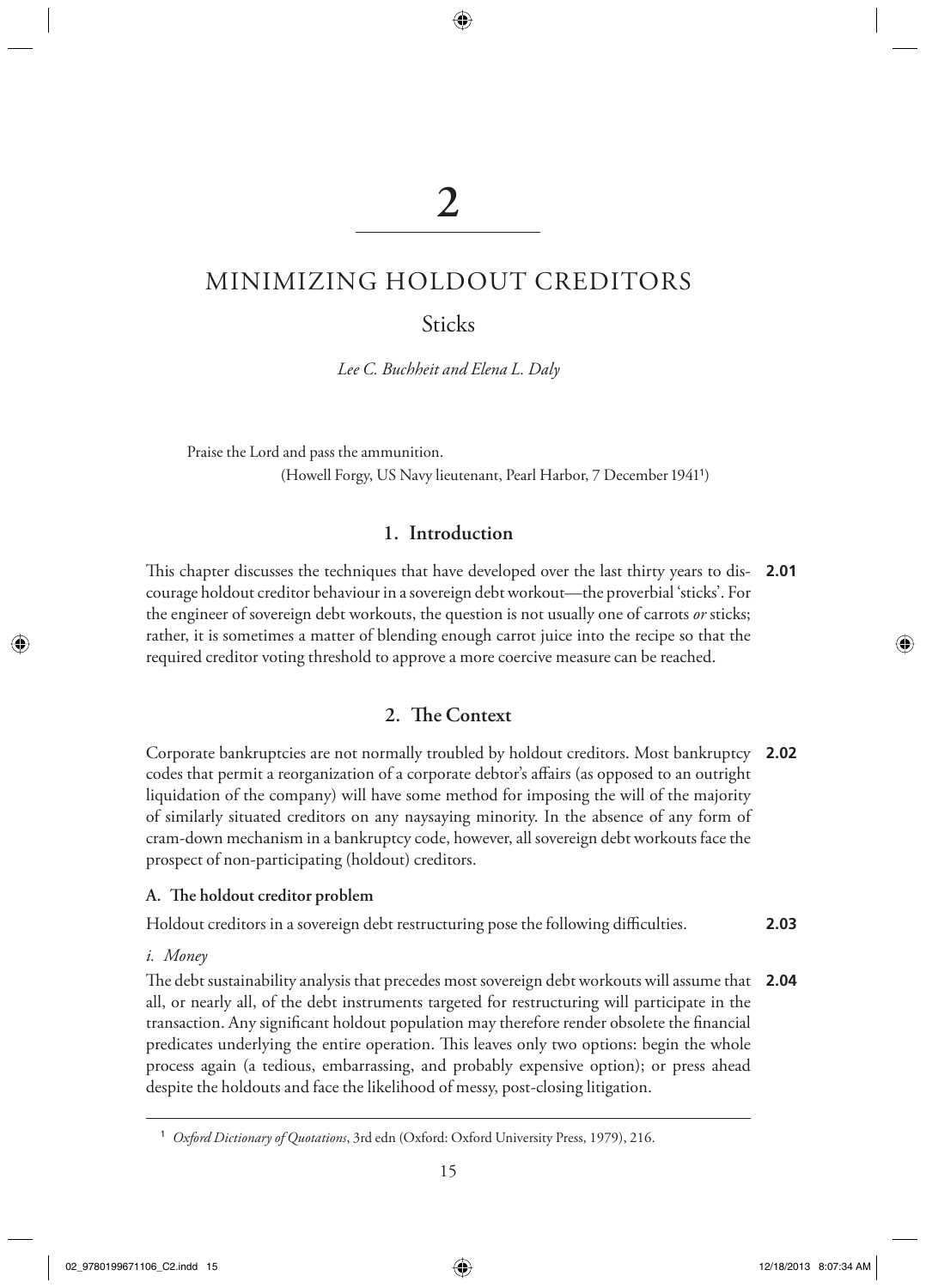# 2

# MINIMIZING HOLDOUT CREDITORS

## Sticks

*Lee C. Buchheit and Elena L. Daly*

Praise the Lord and pass the ammunition.

(Howell Forgy, US Navy lieutenant, Pearl Harbor, 7 December 1941[1])

### 1. Introduction

**2.01** This chapter discusses the techniques that have developed over the last thirty years to discourage holdout creditor behaviour in a sovereign debt workout—the proverbial 'sticks'. For the engineer of sovereign debt workouts, the question is not usually one of carrots *or* sticks; rather, it is sometimes a matter of blending enough carrot juice into the recipe so that the required creditor voting threshold to approve a more coercive measure can be reached.

### 2. The Context

**2.02** Corporate bankruptcies are not normally troubled by holdout creditors. Most bankruptcy codes that permit a reorganization of a corporate debtor's affairs (as opposed to an outright liquidation of the company) will have some method for imposing the will of the majority of similarly situated creditors on any naysaying minority. In the absence of any form of cram-down mechanism in a bankruptcy code, however, all sovereign debt workouts face the prospect of non-participating (holdout) creditors.

#### A. The holdout creditor problem

**2.03** Holdout creditors in a sovereign debt restructuring pose the following difficulties.

*i. Money*

**2.04** The debt sustainability analysis that precedes most sovereign debt workouts will assume that all, or nearly all, of the debt instruments targeted for restructuring will participate in the transaction. Any significant holdout population may therefore render obsolete the financial predicates underlying the entire operation. This leaves only two options: begin the whole process again (a tedious, embarrassing, and probably expensive option); or press ahead despite the holdouts and face the likelihood of messy, post-closing litigation.

[1] *Oxford Dictionary of Quotations*, 3rd edn (Oxford: Oxford University Press, 1979), 216.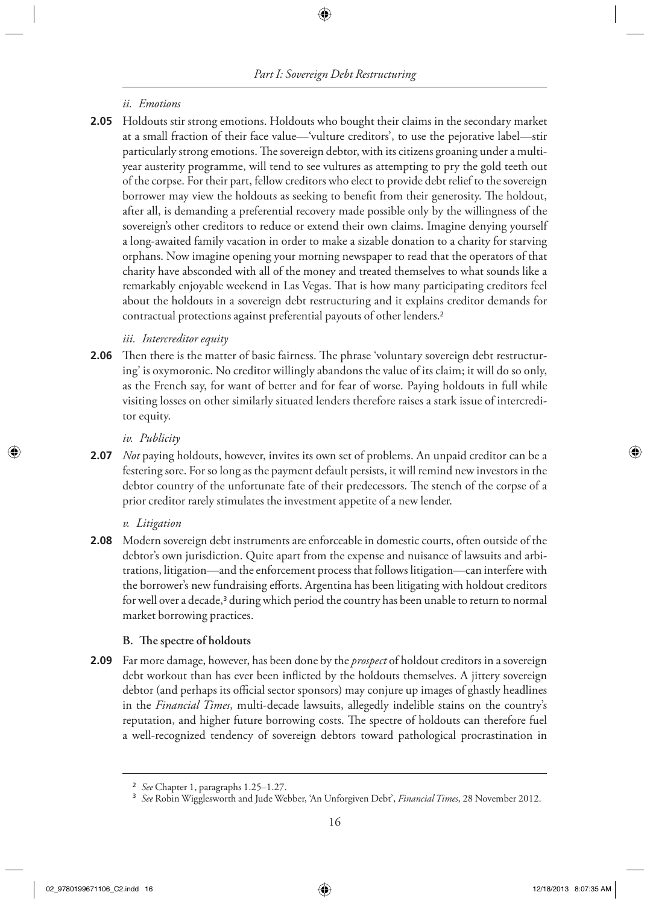*ii. Emotions*

**2.05** Holdouts stir strong emotions. Holdouts who bought their claims in the secondary market at a small fraction of their face value—'vulture creditors', to use the pejorative label—stir particularly strong emotions. The sovereign debtor, with its citizens groaning under a multi-year austerity programme, will tend to see vultures as attempting to pry the gold teeth out of the corpse. For their part, fellow creditors who elect to provide debt relief to the sovereign borrower may view the holdouts as seeking to benefit from their generosity. The holdout, after all, is demanding a preferential recovery made possible only by the willingness of the sovereign's other creditors to reduce or extend their own claims. Imagine denying yourself a long-awaited family vacation in order to make a sizable donation to a charity for starving orphans. Now imagine opening your morning newspaper to read that the operators of that charity have absconded with all of the money and treated themselves to what sounds like a remarkably enjoyable weekend in Las Vegas. That is how many participating creditors feel about the holdouts in a sovereign debt restructuring and it explains creditor demands for contractual protections against preferential payouts of other lenders.[2]

*iii. Intercreditor equity*

**2.06** Then there is the matter of basic fairness. The phrase 'voluntary sovereign debt restructuring' is oxymoronic. No creditor willingly abandons the value of its claim; it will do so only, as the French say, for want of better and for fear of worse. Paying holdouts in full while visiting losses on other similarly situated lenders therefore raises a stark issue of intercreditor equity.

*iv. Publicity*

**2.07** *Not* paying holdouts, however, invites its own set of problems. An unpaid creditor can be a festering sore. For so long as the payment default persists, it will remind new investors in the debtor country of the unfortunate fate of their predecessors. The stench of the corpse of a prior creditor rarely stimulates the investment appetite of a new lender.

*v. Litigation*

**2.08** Modern sovereign debt instruments are enforceable in domestic courts, often outside of the debtor's own jurisdiction. Quite apart from the expense and nuisance of lawsuits and arbitrations, litigation—and the enforcement process that follows litigation—can interfere with the borrower's new fundraising efforts. Argentina has been litigating with holdout creditors for well over a decade,[3] during which period the country has been unable to return to normal market borrowing practices.

**B. The spectre of holdouts**

**2.09** Far more damage, however, has been done by the *prospect* of holdout creditors in a sovereign debt workout than has ever been inflicted by the holdouts themselves. A jittery sovereign debtor (and perhaps its official sector sponsors) may conjure up images of ghastly headlines in the *Financial Times*, multi-decade lawsuits, allegedly indelible stains on the country's reputation, and higher future borrowing costs. The spectre of holdouts can therefore fuel a well-recognized tendency of sovereign debtors toward pathological procrastination in

---

[2] *See* Chapter 1, paragraphs 1.25–1.27.

[3] *See* Robin Wigglesworth and Jude Webber, 'An Unforgiven Debt', *Financial Times*, 28 November 2012.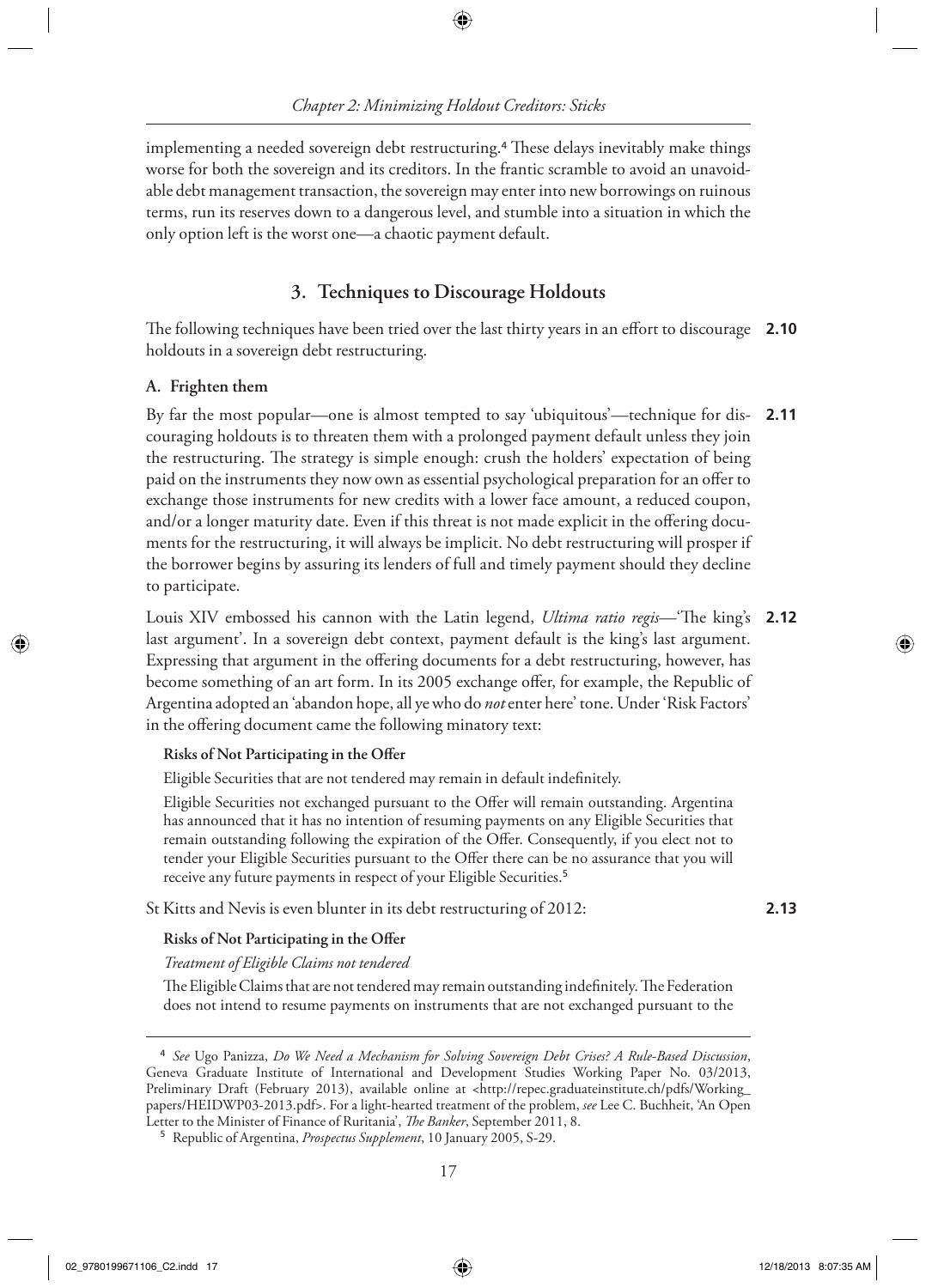implementing a needed sovereign debt restructuring.[4] These delays inevitably make things worse for both the sovereign and its creditors. In the frantic scramble to avoid an unavoidable debt management transaction, the sovereign may enter into new borrowings on ruinous terms, run its reserves down to a dangerous level, and stumble into a situation in which the only option left is the worst one—a chaotic payment default.

## 3. Techniques to Discourage Holdouts

**2.10** The following techniques have been tried over the last thirty years in an effort to discourage holdouts in a sovereign debt restructuring.

### A. Frighten them

**2.11** By far the most popular—one is almost tempted to say 'ubiquitous'—technique for discouraging holdouts is to threaten them with a prolonged payment default unless they join the restructuring. The strategy is simple enough: crush the holders' expectation of being paid on the instruments they now own as essential psychological preparation for an offer to exchange those instruments for new credits with a lower face amount, a reduced coupon, and/or a longer maturity date. Even if this threat is not made explicit in the offering documents for the restructuring, it will always be implicit. No debt restructuring will prosper if the borrower begins by assuring its lenders of full and timely payment should they decline to participate.

**2.12** Louis XIV embossed his cannon with the Latin legend, *Ultima ratio regis*—'The king's last argument'. In a sovereign debt context, payment default is the king's last argument. Expressing that argument in the offering documents for a debt restructuring, however, has become something of an art form. In its 2005 exchange offer, for example, the Republic of Argentina adopted an 'abandon hope, all ye who do *not* enter here' tone. Under 'Risk Factors' in the offering document came the following minatory text:

> **Risks of Not Participating in the Offer**
>
> Eligible Securities that are not tendered may remain in default indefinitely.
>
> Eligible Securities not exchanged pursuant to the Offer will remain outstanding. Argentina has announced that it has no intention of resuming payments on any Eligible Securities that remain outstanding following the expiration of the Offer. Consequently, if you elect not to tender your Eligible Securities pursuant to the Offer there can be no assurance that you will receive any future payments in respect of your Eligible Securities.[5]

**2.13** St Kitts and Nevis is even blunter in its debt restructuring of 2012:

> **Risks of Not Participating in the Offer**
>
> *Treatment of Eligible Claims not tendered*
>
> The Eligible Claims that are not tendered may remain outstanding indefinitely. The Federation does not intend to resume payments on instruments that are not exchanged pursuant to the

---

[4] *See* Ugo Panizza, *Do We Need a Mechanism for Solving Sovereign Debt Crises? A Rule-Based Discussion*, Geneva Graduate Institute of International and Development Studies Working Paper No. 03/2013, Preliminary Draft (February 2013), available online at <http://repec.graduateinstitute.ch/pdfs/Working_papers/HEIDWP03-2013.pdf>. For a light-hearted treatment of the problem, *see* Lee C. Buchheit, 'An Open Letter to the Minister of Finance of Ruritania', *The Banker*, September 2011, 8.

[5] Republic of Argentina, *Prospectus Supplement*, 10 January 2005, S-29.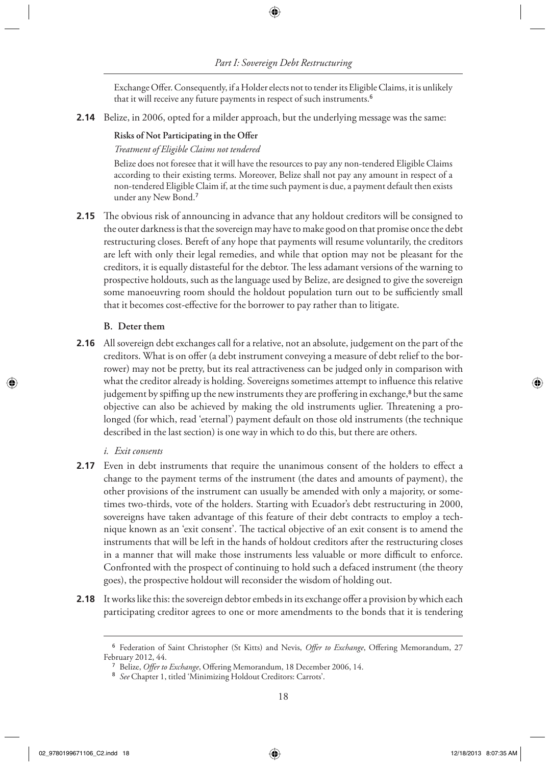Exchange Offer. Consequently, if a Holder elects not to tender its Eligible Claims, it is unlikely that it will receive any future payments in respect of such instruments.[6]

**2.14** Belize, in 2006, opted for a milder approach, but the underlying message was the same:

> **Risks of Not Participating in the Offer**
>
> *Treatment of Eligible Claims not tendered*
>
> Belize does not foresee that it will have the resources to pay any non-tendered Eligible Claims according to their existing terms. Moreover, Belize shall not pay any amount in respect of a non-tendered Eligible Claim if, at the time such payment is due, a payment default then exists under any New Bond.[7]

**2.15** The obvious risk of announcing in advance that any holdout creditors will be consigned to the outer darkness is that the sovereign may have to make good on that promise once the debt restructuring closes. Bereft of any hope that payments will resume voluntarily, the creditors are left with only their legal remedies, and while that option may not be pleasant for the creditors, it is equally distasteful for the debtor. The less adamant versions of the warning to prospective holdouts, such as the language used by Belize, are designed to give the sovereign some manoeuvring room should the holdout population turn out to be sufficiently small that it becomes cost-effective for the borrower to pay rather than to litigate.

### B. Deter them

**2.16** All sovereign debt exchanges call for a relative, not an absolute, judgement on the part of the creditors. What is on offer (a debt instrument conveying a measure of debt relief to the borrower) may not be pretty, but its real attractiveness can be judged only in comparison with what the creditor already is holding. Sovereigns sometimes attempt to influence this relative judgement by spiffing up the new instruments they are proffering in exchange,[8] but the same objective can also be achieved by making the old instruments uglier. Threatening a prolonged (for which, read 'eternal') payment default on those old instruments (the technique described in the last section) is one way in which to do this, but there are others.

#### *i. Exit consents*

**2.17** Even in debt instruments that require the unanimous consent of the holders to effect a change to the payment terms of the instrument (the dates and amounts of payment), the other provisions of the instrument can usually be amended with only a majority, or sometimes two-thirds, vote of the holders. Starting with Ecuador's debt restructuring in 2000, sovereigns have taken advantage of this feature of their debt contracts to employ a technique known as an 'exit consent'. The tactical objective of an exit consent is to amend the instruments that will be left in the hands of holdout creditors after the restructuring closes in a manner that will make those instruments less valuable or more difficult to enforce. Confronted with the prospect of continuing to hold such a defaced instrument (the theory goes), the prospective holdout will reconsider the wisdom of holding out.

**2.18** It works like this: the sovereign debtor embeds in its exchange offer a provision by which each participating creditor agrees to one or more amendments to the bonds that it is tendering

---

[6] Federation of Saint Christopher (St Kitts) and Nevis, *Offer to Exchange*, Offering Memorandum, 27 February 2012, 44.

[7] Belize, *Offer to Exchange*, Offering Memorandum, 18 December 2006, 14.

[8] *See* Chapter 1, titled 'Minimizing Holdout Creditors: Carrots'.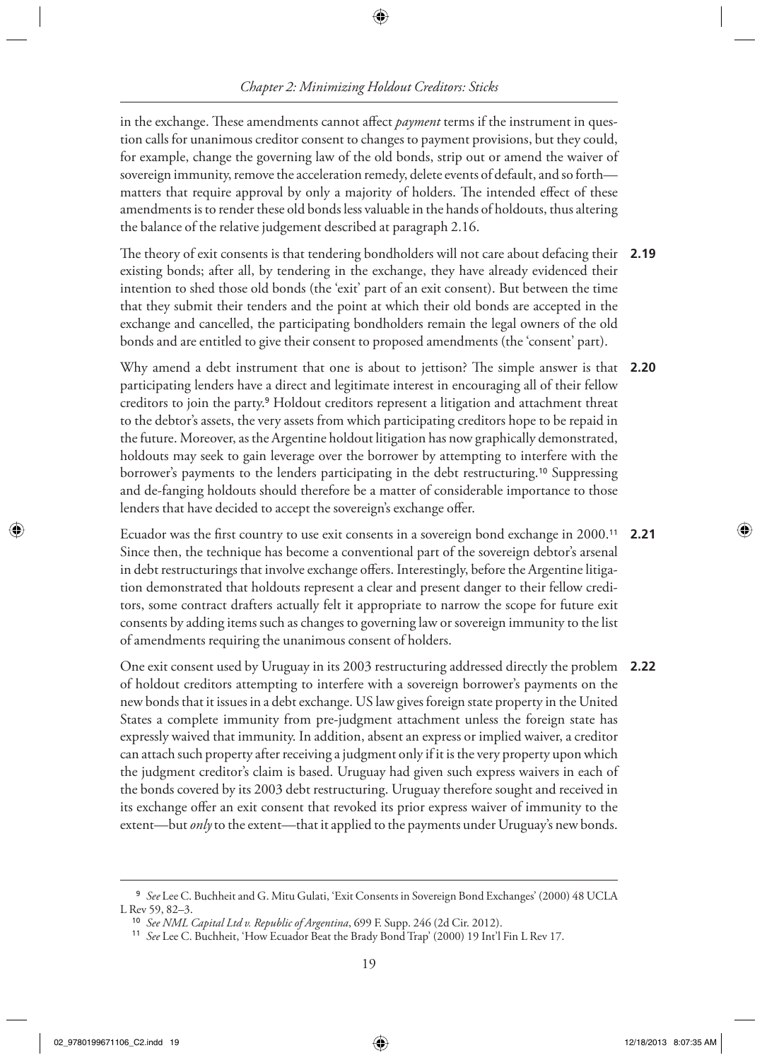in the exchange. These amendments cannot affect *payment* terms if the instrument in question calls for unanimous creditor consent to changes to payment provisions, but they could, for example, change the governing law of the old bonds, strip out or amend the waiver of sovereign immunity, remove the acceleration remedy, delete events of default, and so forth—matters that require approval by only a majority of holders. The intended effect of these amendments is to render these old bonds less valuable in the hands of holdouts, thus altering the balance of the relative judgement described at paragraph 2.16.

**2.19** The theory of exit consents is that tendering bondholders will not care about defacing their existing bonds; after all, by tendering in the exchange, they have already evidenced their intention to shed those old bonds (the 'exit' part of an exit consent). But between the time that they submit their tenders and the point at which their old bonds are accepted in the exchange and cancelled, the participating bondholders remain the legal owners of the old bonds and are entitled to give their consent to proposed amendments (the 'consent' part).

**2.20** Why amend a debt instrument that one is about to jettison? The simple answer is that participating lenders have a direct and legitimate interest in encouraging all of their fellow creditors to join the party.[9] Holdout creditors represent a litigation and attachment threat to the debtor's assets, the very assets from which participating creditors hope to be repaid in the future. Moreover, as the Argentine holdout litigation has now graphically demonstrated, holdouts may seek to gain leverage over the borrower by attempting to interfere with the borrower's payments to the lenders participating in the debt restructuring.[10] Suppressing and de-fanging holdouts should therefore be a matter of considerable importance to those lenders that have decided to accept the sovereign's exchange offer.

**2.21** Ecuador was the first country to use exit consents in a sovereign bond exchange in 2000.[11] Since then, the technique has become a conventional part of the sovereign debtor's arsenal in debt restructurings that involve exchange offers. Interestingly, before the Argentine litigation demonstrated that holdouts represent a clear and present danger to their fellow creditors, some contract drafters actually felt it appropriate to narrow the scope for future exit consents by adding items such as changes to governing law or sovereign immunity to the list of amendments requiring the unanimous consent of holders.

**2.22** One exit consent used by Uruguay in its 2003 restructuring addressed directly the problem of holdout creditors attempting to interfere with a sovereign borrower's payments on the new bonds that it issues in a debt exchange. US law gives foreign state property in the United States a complete immunity from pre-judgment attachment unless the foreign state has expressly waived that immunity. In addition, absent an express or implied waiver, a creditor can attach such property after receiving a judgment only if it is the very property upon which the judgment creditor's claim is based. Uruguay had given such express waivers in each of the bonds covered by its 2003 debt restructuring. Uruguay therefore sought and received in its exchange offer an exit consent that revoked its prior express waiver of immunity to the extent—but *only* to the extent—that it applied to the payments under Uruguay's new bonds.

---

[9] *See* Lee C. Buchheit and G. Mitu Gulati, 'Exit Consents in Sovereign Bond Exchanges' (2000) 48 UCLA L Rev 59, 82–3.

[10] *See NML Capital Ltd v. Republic of Argentina*, 699 F. Supp. 246 (2d Cir. 2012).

[11] *See* Lee C. Buchheit, 'How Ecuador Beat the Brady Bond Trap' (2000) 19 Int'l Fin L Rev 17.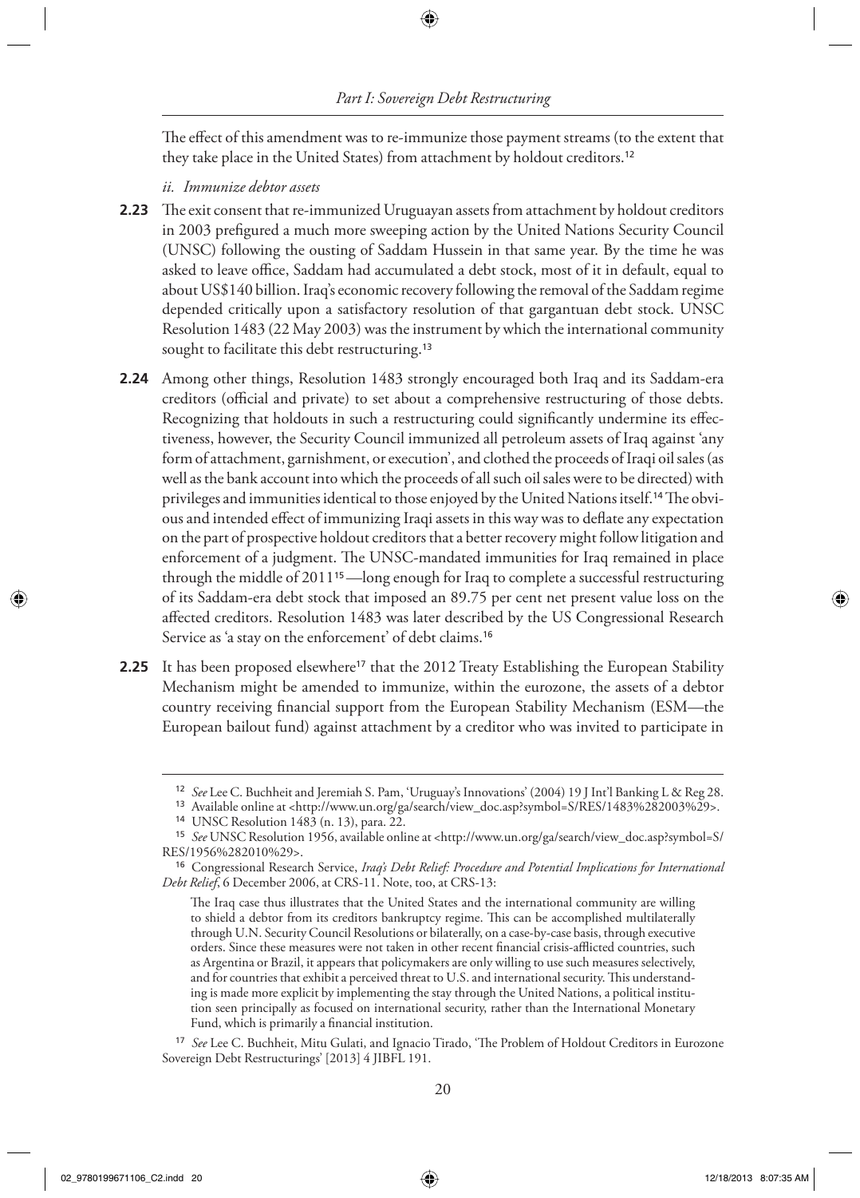The effect of this amendment was to re-immunize those payment streams (to the extent that they take place in the United States) from attachment by holdout creditors.[12]

*ii. Immunize debtor assets*

**2.23** The exit consent that re-immunized Uruguayan assets from attachment by holdout creditors in 2003 prefigured a much more sweeping action by the United Nations Security Council (UNSC) following the ousting of Saddam Hussein in that same year. By the time he was asked to leave office, Saddam had accumulated a debt stock, most of it in default, equal to about US$140 billion. Iraq's economic recovery following the removal of the Saddam regime depended critically upon a satisfactory resolution of that gargantuan debt stock. UNSC Resolution 1483 (22 May 2003) was the instrument by which the international community sought to facilitate this debt restructuring.[13]

**2.24** Among other things, Resolution 1483 strongly encouraged both Iraq and its Saddam-era creditors (official and private) to set about a comprehensive restructuring of those debts. Recognizing that holdouts in such a restructuring could significantly undermine its effectiveness, however, the Security Council immunized all petroleum assets of Iraq against 'any form of attachment, garnishment, or execution', and clothed the proceeds of Iraqi oil sales (as well as the bank account into which the proceeds of all such oil sales were to be directed) with privileges and immunities identical to those enjoyed by the United Nations itself.[14] The obvious and intended effect of immunizing Iraqi assets in this way was to deflate any expectation on the part of prospective holdout creditors that a better recovery might follow litigation and enforcement of a judgment. The UNSC-mandated immunities for Iraq remained in place through the middle of 2011[15]—long enough for Iraq to complete a successful restructuring of its Saddam-era debt stock that imposed an 89.75 per cent net present value loss on the affected creditors. Resolution 1483 was later described by the US Congressional Research Service as 'a stay on the enforcement' of debt claims.[16]

**2.25** It has been proposed elsewhere[17] that the 2012 Treaty Establishing the European Stability Mechanism might be amended to immunize, within the eurozone, the assets of a debtor country receiving financial support from the European Stability Mechanism (ESM—the European bailout fund) against attachment by a creditor who was invited to participate in

---

[12] *See* Lee C. Buchheit and Jeremiah S. Pam, 'Uruguay's Innovations' (2004) 19 J Int'l Banking L & Reg 28.

[13] Available online at <http://www.un.org/ga/search/view_doc.asp?symbol=S/RES/1483%282003%29>.

[14] UNSC Resolution 1483 (n. 13), para. 22.

[15] *See* UNSC Resolution 1956, available online at <http://www.un.org/ga/search/view_doc.asp?symbol=S/RES/1956%282010%29>.

[16] Congressional Research Service, *Iraq's Debt Relief: Procedure and Potential Implications for International Debt Relief*, 6 December 2006, at CRS-11. Note, too, at CRS-13:

> The Iraq case thus illustrates that the United States and the international community are willing to shield a debtor from its creditors bankruptcy regime. This can be accomplished multilaterally through U.N. Security Council Resolutions or bilaterally, on a case-by-case basis, through executive orders. Since these measures were not taken in other recent financial crisis-afflicted countries, such as Argentina or Brazil, it appears that policymakers are only willing to use such measures selectively, and for countries that exhibit a perceived threat to U.S. and international security. This understanding is made more explicit by implementing the stay through the United Nations, a political institution seen principally as focused on international security, rather than the International Monetary Fund, which is primarily a financial institution.

[17] *See* Lee C. Buchheit, Mitu Gulati, and Ignacio Tirado, 'The Problem of Holdout Creditors in Eurozone Sovereign Debt Restructurings' [2013] 4 JIBFL 191.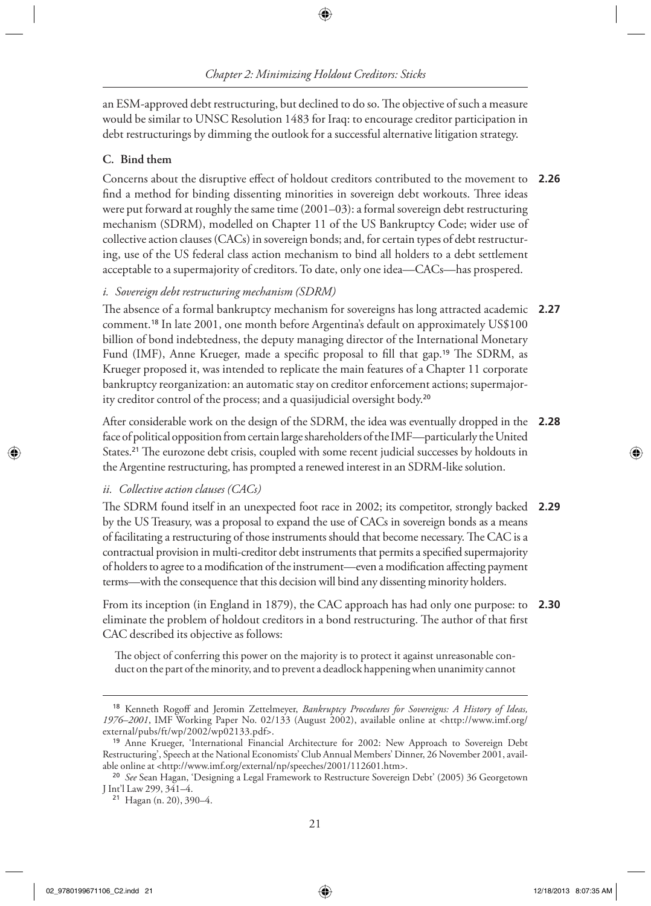an ESM-approved debt restructuring, but declined to do so. The objective of such a measure would be similar to UNSC Resolution 1483 for Iraq: to encourage creditor participation in debt restructurings by dimming the outlook for a successful alternative litigation strategy.

### C. Bind them

**2.26** Concerns about the disruptive effect of holdout creditors contributed to the movement to find a method for binding dissenting minorities in sovereign debt workouts. Three ideas were put forward at roughly the same time (2001–03): a formal sovereign debt restructuring mechanism (SDRM), modelled on Chapter 11 of the US Bankruptcy Code; wider use of collective action clauses (CACs) in sovereign bonds; and, for certain types of debt restructuring, use of the US federal class action mechanism to bind all holders to a debt settlement acceptable to a supermajority of creditors. To date, only one idea—CACs—has prospered.

#### *i. Sovereign debt restructuring mechanism (SDRM)*

**2.27** The absence of a formal bankruptcy mechanism for sovereigns has long attracted academic comment.[18] In late 2001, one month before Argentina's default on approximately US$100 billion of bond indebtedness, the deputy managing director of the International Monetary Fund (IMF), Anne Krueger, made a specific proposal to fill that gap.[19] The SDRM, as Krueger proposed it, was intended to replicate the main features of a Chapter 11 corporate bankruptcy reorganization: an automatic stay on creditor enforcement actions; supermajority creditor control of the process; and a quasijudicial oversight body.[20]

**2.28** After considerable work on the design of the SDRM, the idea was eventually dropped in the face of political opposition from certain large shareholders of the IMF—particularly the United States.[21] The eurozone debt crisis, coupled with some recent judicial successes by holdouts in the Argentine restructuring, has prompted a renewed interest in an SDRM-like solution.

#### *ii. Collective action clauses (CACs)*

**2.29** The SDRM found itself in an unexpected foot race in 2002; its competitor, strongly backed by the US Treasury, was a proposal to expand the use of CACs in sovereign bonds as a means of facilitating a restructuring of those instruments should that become necessary. The CAC is a contractual provision in multi-creditor debt instruments that permits a specified supermajority of holders to agree to a modification of the instrument—even a modification affecting payment terms—with the consequence that this decision will bind any dissenting minority holders.

**2.30** From its inception (in England in 1879), the CAC approach has had only one purpose: to eliminate the problem of holdout creditors in a bond restructuring. The author of that first CAC described its objective as follows:

> The object of conferring this power on the majority is to protect it against unreasonable conduct on the part of the minority, and to prevent a deadlock happening when unanimity cannot

---

[18] Kenneth Rogoff and Jeromin Zettelmeyer, *Bankruptcy Procedures for Sovereigns: A History of Ideas, 1976–2001*, IMF Working Paper No. 02/133 (August 2002), available online at <http://www.imf.org/external/pubs/ft/wp/2002/wp02133.pdf>.

[19] Anne Krueger, 'International Financial Architecture for 2002: New Approach to Sovereign Debt Restructuring', Speech at the National Economists' Club Annual Members' Dinner, 26 November 2001, available online at <http://www.imf.org/external/np/speeches/2001/112601.htm>.

[20] *See* Sean Hagan, 'Designing a Legal Framework to Restructure Sovereign Debt' (2005) 36 Georgetown J Int'l Law 299, 341–4.

[21] Hagan (n. 20), 390–4.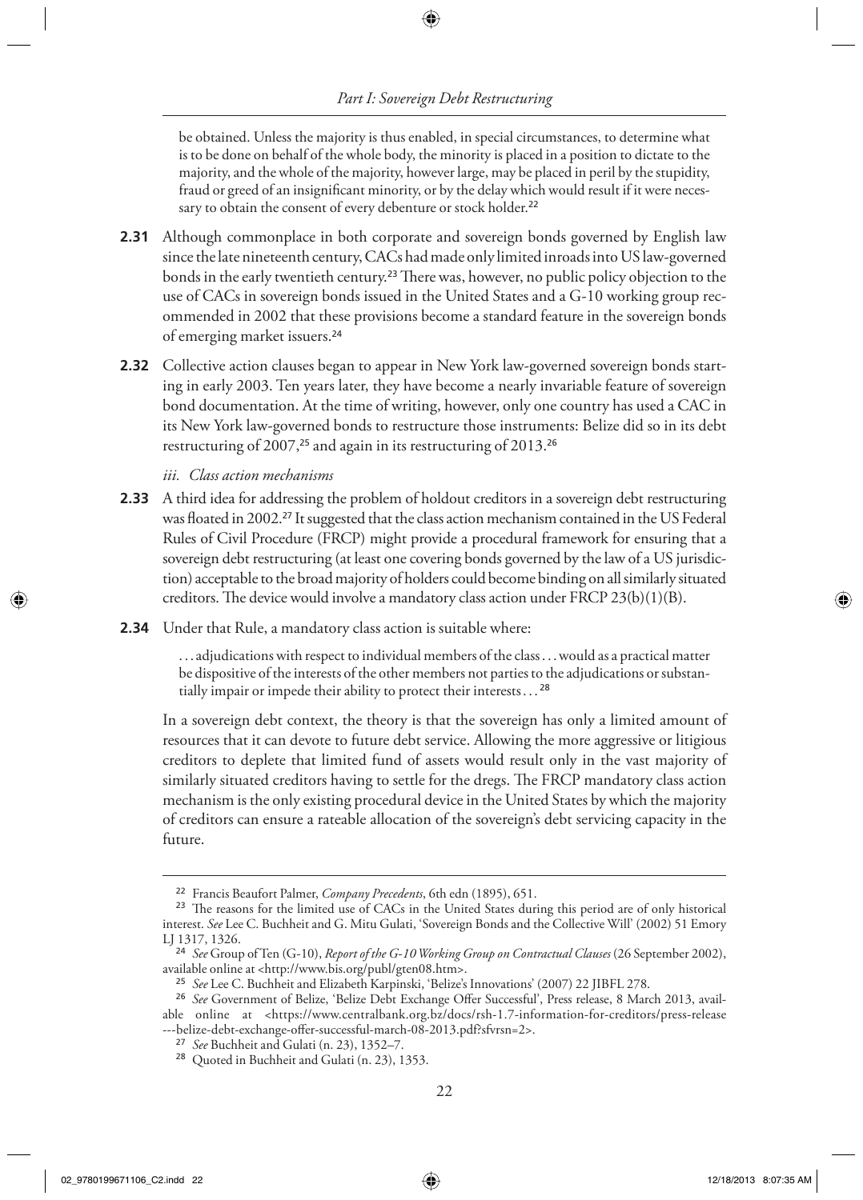be obtained. Unless the majority is thus enabled, in special circumstances, to determine what is to be done on behalf of the whole body, the minority is placed in a position to dictate to the majority, and the whole of the majority, however large, may be placed in peril by the stupidity, fraud or greed of an insignificant minority, or by the delay which would result if it were necessary to obtain the consent of every debenture or stock holder.[22]

**2.31** Although commonplace in both corporate and sovereign bonds governed by English law since the late nineteenth century, CACs had made only limited inroads into US law-governed bonds in the early twentieth century.[23] There was, however, no public policy objection to the use of CACs in sovereign bonds issued in the United States and a G-10 working group recommended in 2002 that these provisions become a standard feature in the sovereign bonds of emerging market issuers.[24]

**2.32** Collective action clauses began to appear in New York law-governed sovereign bonds starting in early 2003. Ten years later, they have become a nearly invariable feature of sovereign bond documentation. At the time of writing, however, only one country has used a CAC in its New York law-governed bonds to restructure those instruments: Belize did so in its debt restructuring of 2007,[25] and again in its restructuring of 2013.[26]

*iii. Class action mechanisms*

**2.33** A third idea for addressing the problem of holdout creditors in a sovereign debt restructuring was floated in 2002.[27] It suggested that the class action mechanism contained in the US Federal Rules of Civil Procedure (FRCP) might provide a procedural framework for ensuring that a sovereign debt restructuring (at least one covering bonds governed by the law of a US jurisdiction) acceptable to the broad majority of holders could become binding on all similarly situated creditors. The device would involve a mandatory class action under FRCP 23(b)(1)(B).

**2.34** Under that Rule, a mandatory class action is suitable where:

> . . . adjudications with respect to individual members of the class . . . would as a practical matter be dispositive of the interests of the other members not parties to the adjudications or substantially impair or impede their ability to protect their interests . . .[28]

In a sovereign debt context, the theory is that the sovereign has only a limited amount of resources that it can devote to future debt service. Allowing the more aggressive or litigious creditors to deplete that limited fund of assets would result only in the vast majority of similarly situated creditors having to settle for the dregs. The FRCP mandatory class action mechanism is the only existing procedural device in the United States by which the majority of creditors can ensure a rateable allocation of the sovereign's debt servicing capacity in the future.

---

[22] Francis Beaufort Palmer, *Company Precedents*, 6th edn (1895), 651.

[23] The reasons for the limited use of CACs in the United States during this period are of only historical interest. *See* Lee C. Buchheit and G. Mitu Gulati, 'Sovereign Bonds and the Collective Will' (2002) 51 Emory LJ 1317, 1326.

[24] *See* Group of Ten (G-10), *Report of the G-10 Working Group on Contractual Clauses* (26 September 2002), available online at <http://www.bis.org/publ/gten08.htm>.

[25] *See* Lee C. Buchheit and Elizabeth Karpinski, 'Belize's Innovations' (2007) 22 JIBFL 278.

[26] *See* Government of Belize, 'Belize Debt Exchange Offer Successful', Press release, 8 March 2013, available online at <https://www.centralbank.org.bz/docs/rsh-1.7-information-for-creditors/press-release---belize-debt-exchange-offer-successful-march-08-2013.pdf?sfvrsn=2>.

[27] *See* Buchheit and Gulati (n. 23), 1352–7.

[28] Quoted in Buchheit and Gulati (n. 23), 1353.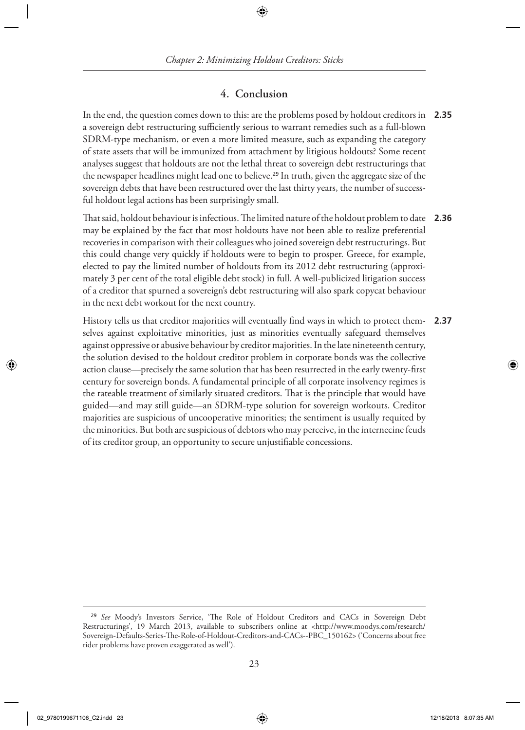## 4. Conclusion

**2.35** In the end, the question comes down to this: are the problems posed by holdout creditors in a sovereign debt restructuring sufficiently serious to warrant remedies such as a full-blown SDRM-type mechanism, or even a more limited measure, such as expanding the category of state assets that will be immunized from attachment by litigious holdouts? Some recent analyses suggest that holdouts are not the lethal threat to sovereign debt restructurings that the newspaper headlines might lead one to believe.[29] In truth, given the aggregate size of the sovereign debts that have been restructured over the last thirty years, the number of successful holdout legal actions has been surprisingly small.

**2.36** That said, holdout behaviour is infectious. The limited nature of the holdout problem to date may be explained by the fact that most holdouts have not been able to realize preferential recoveries in comparison with their colleagues who joined sovereign debt restructurings. But this could change very quickly if holdouts were to begin to prosper. Greece, for example, elected to pay the limited number of holdouts from its 2012 debt restructuring (approximately 3 per cent of the total eligible debt stock) in full. A well-publicized litigation success of a creditor that spurned a sovereign's debt restructuring will also spark copycat behaviour in the next debt workout for the next country.

**2.37** History tells us that creditor majorities will eventually find ways in which to protect themselves against exploitative minorities, just as minorities eventually safeguard themselves against oppressive or abusive behaviour by creditor majorities. In the late nineteenth century, the solution devised to the holdout creditor problem in corporate bonds was the collective action clause—precisely the same solution that has been resurrected in the early twenty-first century for sovereign bonds. A fundamental principle of all corporate insolvency regimes is the rateable treatment of similarly situated creditors. That is the principle that would have guided—and may still guide—an SDRM-type solution for sovereign workouts. Creditor majorities are suspicious of uncooperative minorities; the sentiment is usually requited by the minorities. But both are suspicious of debtors who may perceive, in the internecine feuds of its creditor group, an opportunity to secure unjustifiable concessions.

---

[29] *See* Moody's Investors Service, 'The Role of Holdout Creditors and CACs in Sovereign Debt Restructurings', 19 March 2013, available to subscribers online at <http://www.moodys.com/research/Sovereign-Defaults-Series-The-Role-of-Holdout-Creditors-and-CACs--PBC_150162> ('Concerns about free rider problems have proven exaggerated as well').